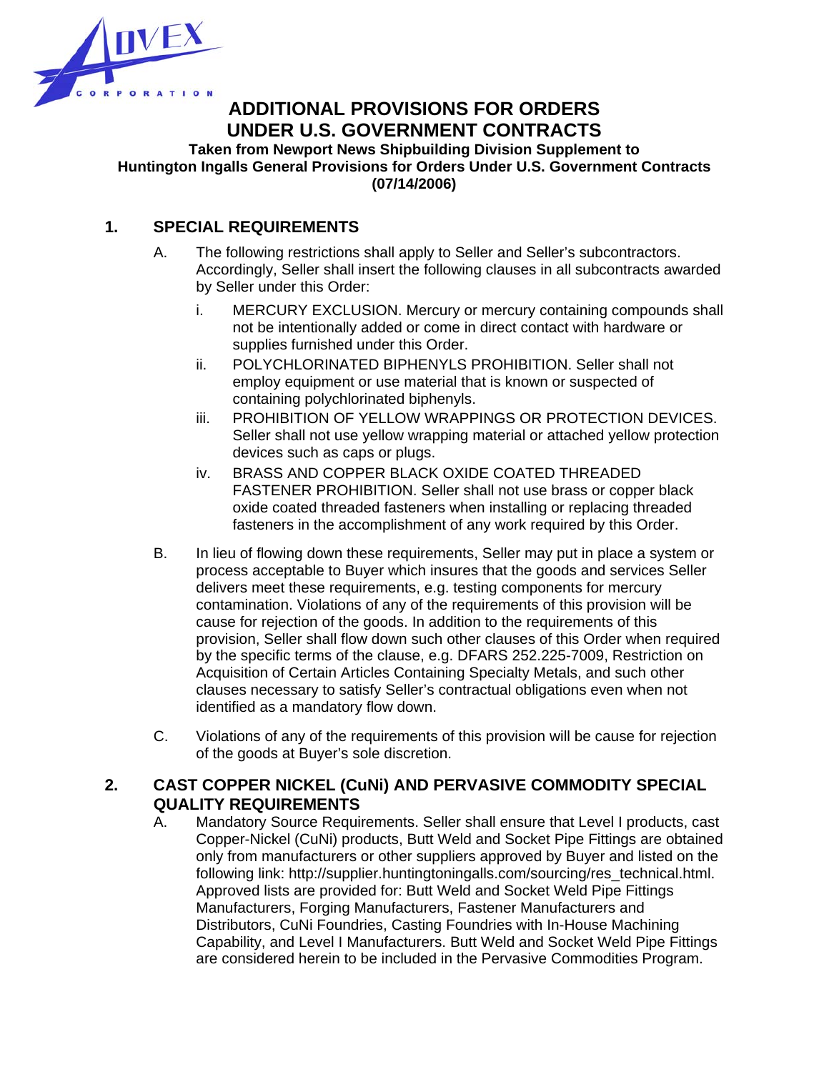ADVEX CORPORATION

# ADDITIONAL PROVISIONS FOR ORDERS UNDER U.S. GOVERNMENT CONTRACTS

**Taken from Newport News Shipbuilding Division Supplement to Huntington Ingalls General Provisions for Orders Under U.S. Government Contracts (07/14/2006)**

## 1. SPECIAL REQUIREMENTS

A. The following restrictions shall apply to Seller and Seller's subcontractors. Accordingly, Seller shall insert the following clauses in all subcontracts awarded by Seller under this Order:

  i. MERCURY EXCLUSION. Mercury or mercury containing compounds shall not be intentionally added or come in direct contact with hardware or supplies furnished under this Order.

  ii. POLYCHLORINATED BIPHENYLS PROHIBITION. Seller shall not employ equipment or use material that is known or suspected of containing polychlorinated biphenyls.

  iii. PROHIBITION OF YELLOW WRAPPINGS OR PROTECTION DEVICES. Seller shall not use yellow wrapping material or attached yellow protection devices such as caps or plugs.

  iv. BRASS AND COPPER BLACK OXIDE COATED THREADED FASTENER PROHIBITION. Seller shall not use brass or copper black oxide coated threaded fasteners when installing or replacing threaded fasteners in the accomplishment of any work required by this Order.

B. In lieu of flowing down these requirements, Seller may put in place a system or process acceptable to Buyer which insures that the goods and services Seller delivers meet these requirements, e.g. testing components for mercury contamination. Violations of any of the requirements of this provision will be cause for rejection of the goods. In addition to the requirements of this provision, Seller shall flow down such other clauses of this Order when required by the specific terms of the clause, e.g. DFARS 252.225-7009, Restriction on Acquisition of Certain Articles Containing Specialty Metals, and such other clauses necessary to satisfy Seller's contractual obligations even when not identified as a mandatory flow down.

C. Violations of any of the requirements of this provision will be cause for rejection of the goods at Buyer's sole discretion.

## 2. CAST COPPER NICKEL (CuNi) AND PERVASIVE COMMODITY SPECIAL QUALITY REQUIREMENTS

A. Mandatory Source Requirements. Seller shall ensure that Level I products, cast Copper-Nickel (CuNi) products, Butt Weld and Socket Pipe Fittings are obtained only from manufacturers or other suppliers approved by Buyer and listed on the following link: http://supplier.huntingtoningalls.com/sourcing/res_technical.html. Approved lists are provided for: Butt Weld and Socket Weld Pipe Fittings Manufacturers, Forging Manufacturers, Fastener Manufacturers and Distributors, CuNi Foundries, Casting Foundries with In-House Machining Capability, and Level I Manufacturers. Butt Weld and Socket Weld Pipe Fittings are considered herein to be included in the Pervasive Commodities Program.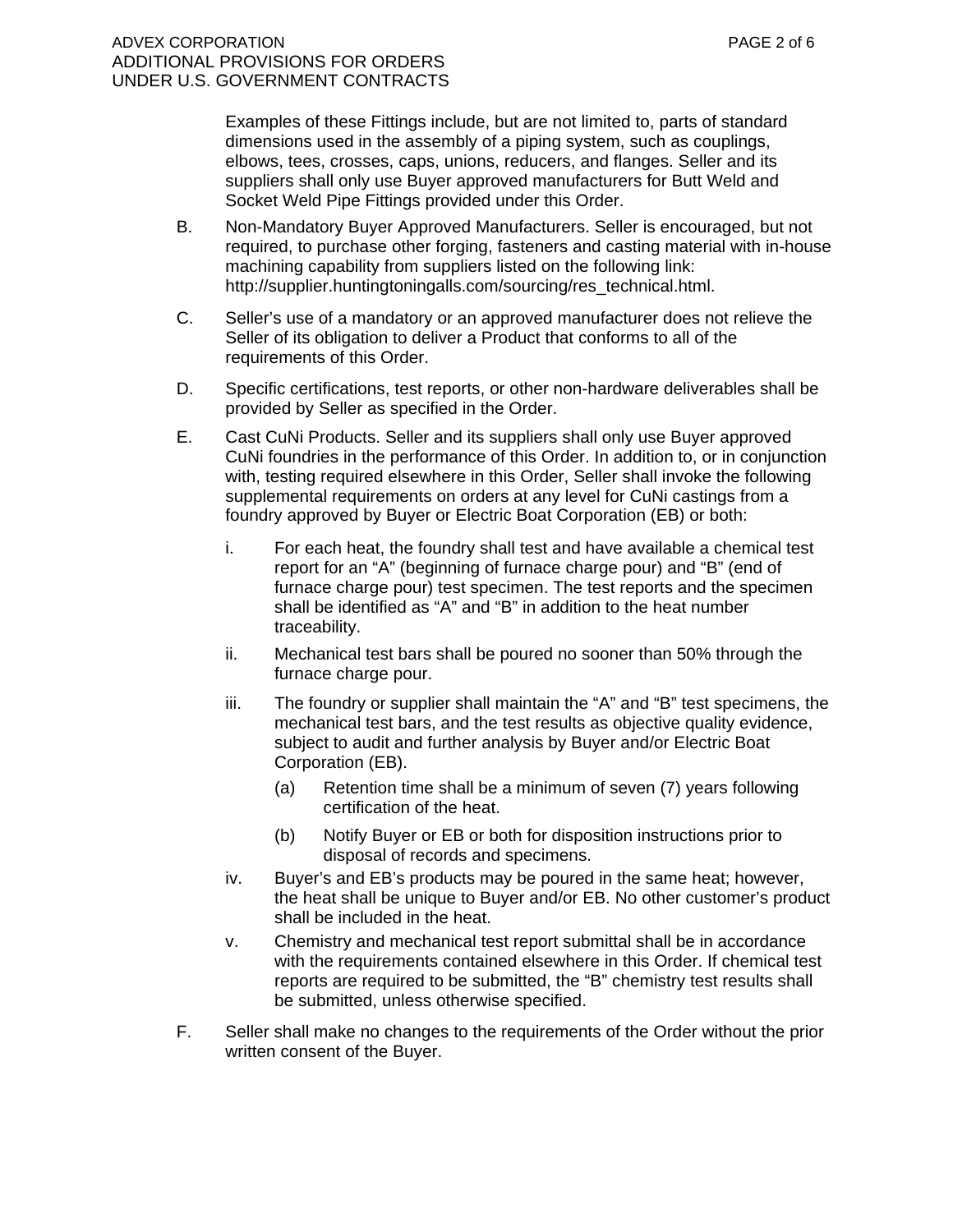Examples of these Fittings include, but are not limited to, parts of standard dimensions used in the assembly of a piping system, such as couplings, elbows, tees, crosses, caps, unions, reducers, and flanges. Seller and its suppliers shall only use Buyer approved manufacturers for Butt Weld and Socket Weld Pipe Fittings provided under this Order.

B. Non-Mandatory Buyer Approved Manufacturers. Seller is encouraged, but not required, to purchase other forging, fasteners and casting material with in-house machining capability from suppliers listed on the following link: http://supplier.huntingtoningalls.com/sourcing/res_technical.html.

C. Seller's use of a mandatory or an approved manufacturer does not relieve the Seller of its obligation to deliver a Product that conforms to all of the requirements of this Order.

D. Specific certifications, test reports, or other non-hardware deliverables shall be provided by Seller as specified in the Order.

E. Cast CuNi Products. Seller and its suppliers shall only use Buyer approved CuNi foundries in the performance of this Order. In addition to, or in conjunction with, testing required elsewhere in this Order, Seller shall invoke the following supplemental requirements on orders at any level for CuNi castings from a foundry approved by Buyer or Electric Boat Corporation (EB) or both:

   i. For each heat, the foundry shall test and have available a chemical test report for an "A" (beginning of furnace charge pour) and "B" (end of furnace charge pour) test specimen. The test reports and the specimen shall be identified as "A" and "B" in addition to the heat number traceability.

   ii. Mechanical test bars shall be poured no sooner than 50% through the furnace charge pour.

   iii. The foundry or supplier shall maintain the "A" and "B" test specimens, the mechanical test bars, and the test results as objective quality evidence, subject to audit and further analysis by Buyer and/or Electric Boat Corporation (EB).

      (a) Retention time shall be a minimum of seven (7) years following certification of the heat.

      (b) Notify Buyer or EB or both for disposition instructions prior to disposal of records and specimens.

   iv. Buyer's and EB's products may be poured in the same heat; however, the heat shall be unique to Buyer and/or EB. No other customer's product shall be included in the heat.

   v. Chemistry and mechanical test report submittal shall be in accordance with the requirements contained elsewhere in this Order. If chemical test reports are required to be submitted, the "B" chemistry test results shall be submitted, unless otherwise specified.

F. Seller shall make no changes to the requirements of the Order without the prior written consent of the Buyer.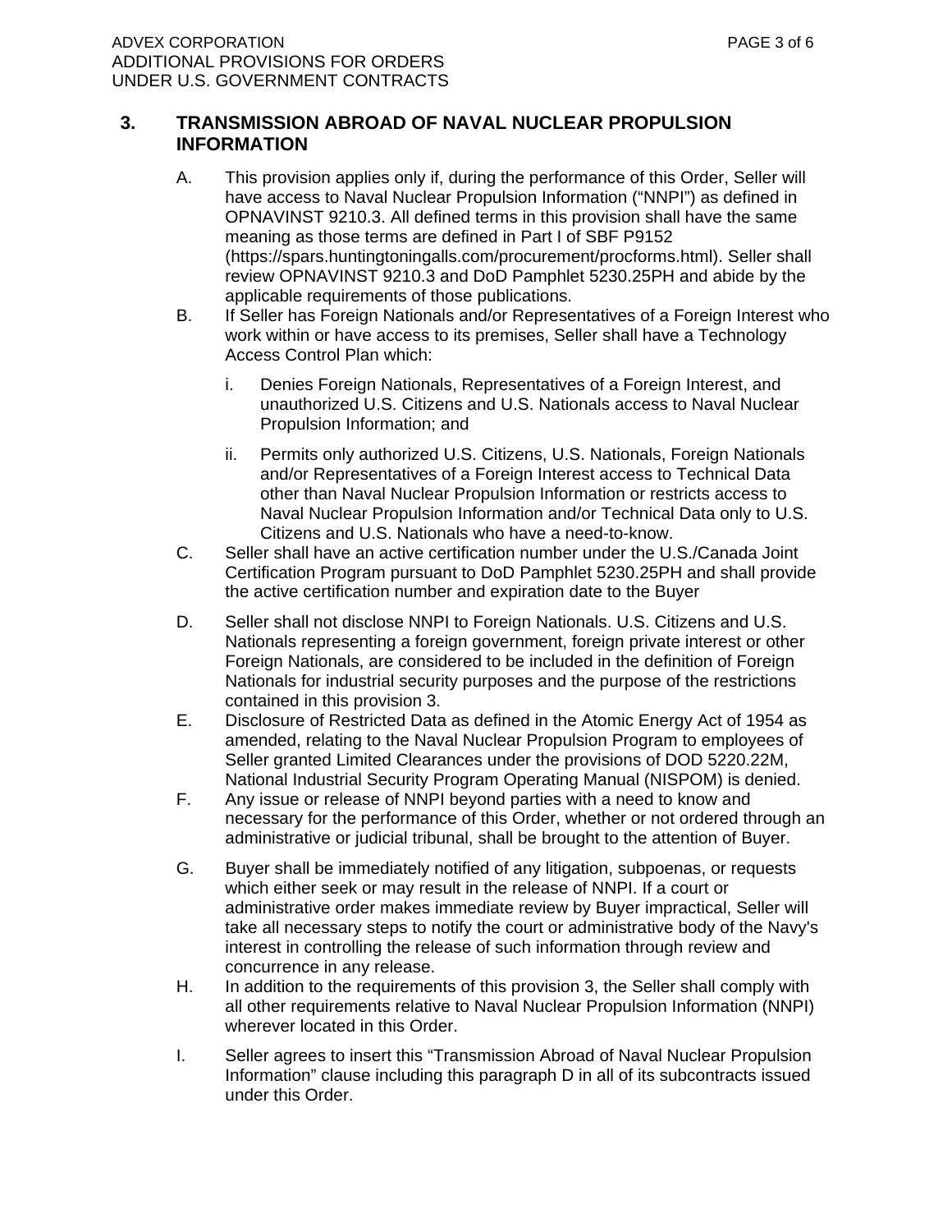## 3. TRANSMISSION ABROAD OF NAVAL NUCLEAR PROPULSION INFORMATION

A. This provision applies only if, during the performance of this Order, Seller will have access to Naval Nuclear Propulsion Information ("NNPI") as defined in OPNAVINST 9210.3. All defined terms in this provision shall have the same meaning as those terms are defined in Part I of SBF P9152 (https://spars.huntingtoningalls.com/procurement/procforms.html). Seller shall review OPNAVINST 9210.3 and DoD Pamphlet 5230.25PH and abide by the applicable requirements of those publications.

B. If Seller has Foreign Nationals and/or Representatives of a Foreign Interest who work within or have access to its premises, Seller shall have a Technology Access Control Plan which:

   i. Denies Foreign Nationals, Representatives of a Foreign Interest, and unauthorized U.S. Citizens and U.S. Nationals access to Naval Nuclear Propulsion Information; and

   ii. Permits only authorized U.S. Citizens, U.S. Nationals, Foreign Nationals and/or Representatives of a Foreign Interest access to Technical Data other than Naval Nuclear Propulsion Information or restricts access to Naval Nuclear Propulsion Information and/or Technical Data only to U.S. Citizens and U.S. Nationals who have a need-to-know.

C. Seller shall have an active certification number under the U.S./Canada Joint Certification Program pursuant to DoD Pamphlet 5230.25PH and shall provide the active certification number and expiration date to the Buyer

D. Seller shall not disclose NNPI to Foreign Nationals. U.S. Citizens and U.S. Nationals representing a foreign government, foreign private interest or other Foreign Nationals, are considered to be included in the definition of Foreign Nationals for industrial security purposes and the purpose of the restrictions contained in this provision 3.

E. Disclosure of Restricted Data as defined in the Atomic Energy Act of 1954 as amended, relating to the Naval Nuclear Propulsion Program to employees of Seller granted Limited Clearances under the provisions of DOD 5220.22M, National Industrial Security Program Operating Manual (NISPOM) is denied.

F. Any issue or release of NNPI beyond parties with a need to know and necessary for the performance of this Order, whether or not ordered through an administrative or judicial tribunal, shall be brought to the attention of Buyer.

G. Buyer shall be immediately notified of any litigation, subpoenas, or requests which either seek or may result in the release of NNPI. If a court or administrative order makes immediate review by Buyer impractical, Seller will take all necessary steps to notify the court or administrative body of the Navy's interest in controlling the release of such information through review and concurrence in any release.

H. In addition to the requirements of this provision 3, the Seller shall comply with all other requirements relative to Naval Nuclear Propulsion Information (NNPI) wherever located in this Order.

I. Seller agrees to insert this "Transmission Abroad of Naval Nuclear Propulsion Information" clause including this paragraph D in all of its subcontracts issued under this Order.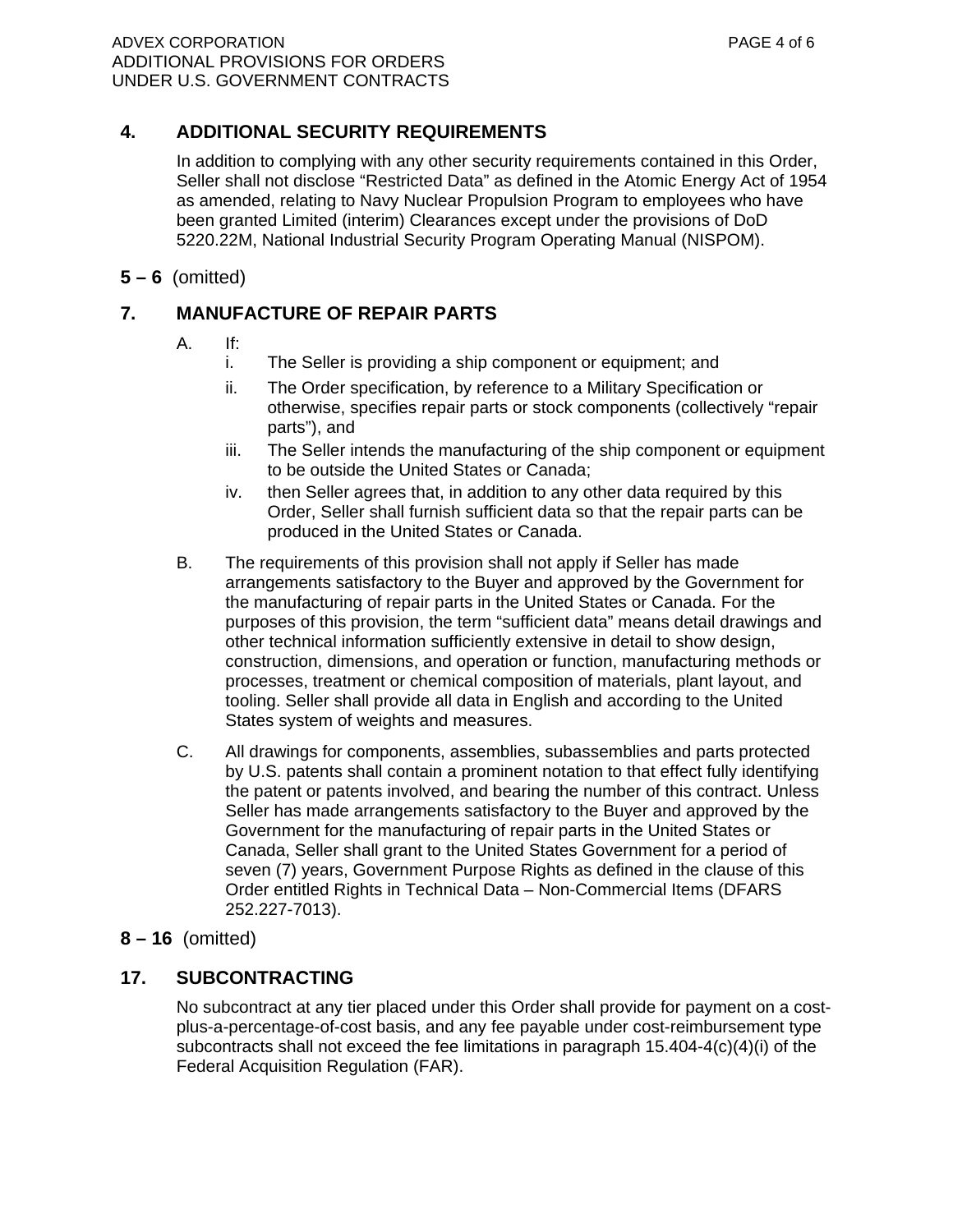## 4. ADDITIONAL SECURITY REQUIREMENTS

In addition to complying with any other security requirements contained in this Order, Seller shall not disclose "Restricted Data" as defined in the Atomic Energy Act of 1954 as amended, relating to Navy Nuclear Propulsion Program to employees who have been granted Limited (interim) Clearances except under the provisions of DoD 5220.22M, National Industrial Security Program Operating Manual (NISPOM).

**5 – 6** (omitted)

## 7. MANUFACTURE OF REPAIR PARTS

A. If:

   i. The Seller is providing a ship component or equipment; and

   ii. The Order specification, by reference to a Military Specification or otherwise, specifies repair parts or stock components (collectively "repair parts"), and

   iii. The Seller intends the manufacturing of the ship component or equipment to be outside the United States or Canada;

   iv. then Seller agrees that, in addition to any other data required by this Order, Seller shall furnish sufficient data so that the repair parts can be produced in the United States or Canada.

B. The requirements of this provision shall not apply if Seller has made arrangements satisfactory to the Buyer and approved by the Government for the manufacturing of repair parts in the United States or Canada. For the purposes of this provision, the term "sufficient data" means detail drawings and other technical information sufficiently extensive in detail to show design, construction, dimensions, and operation or function, manufacturing methods or processes, treatment or chemical composition of materials, plant layout, and tooling. Seller shall provide all data in English and according to the United States system of weights and measures.

C. All drawings for components, assemblies, subassemblies and parts protected by U.S. patents shall contain a prominent notation to that effect fully identifying the patent or patents involved, and bearing the number of this contract. Unless Seller has made arrangements satisfactory to the Buyer and approved by the Government for the manufacturing of repair parts in the United States or Canada, Seller shall grant to the United States Government for a period of seven (7) years, Government Purpose Rights as defined in the clause of this Order entitled Rights in Technical Data – Non-Commercial Items (DFARS 252.227-7013).

**8 – 16** (omitted)

## 17. SUBCONTRACTING

No subcontract at any tier placed under this Order shall provide for payment on a cost-plus-a-percentage-of-cost basis, and any fee payable under cost-reimbursement type subcontracts shall not exceed the fee limitations in paragraph 15.404-4(c)(4)(i) of the Federal Acquisition Regulation (FAR).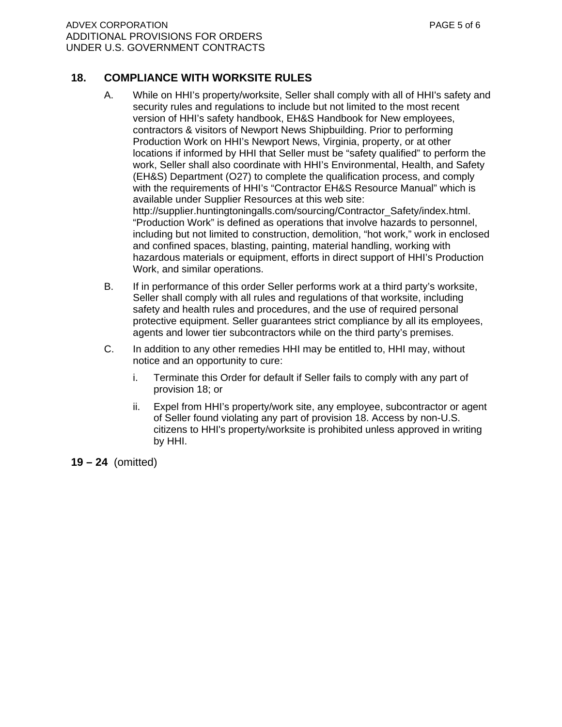## 18. COMPLIANCE WITH WORKSITE RULES

A. While on HHI's property/worksite, Seller shall comply with all of HHI's safety and security rules and regulations to include but not limited to the most recent version of HHI's safety handbook, EH&S Handbook for New employees, contractors & visitors of Newport News Shipbuilding. Prior to performing Production Work on HHI's Newport News, Virginia, property, or at other locations if informed by HHI that Seller must be "safety qualified" to perform the work, Seller shall also coordinate with HHI's Environmental, Health, and Safety (EH&S) Department (O27) to complete the qualification process, and comply with the requirements of HHI's "Contractor EH&S Resource Manual" which is available under Supplier Resources at this web site: http://supplier.huntingtoningalls.com/sourcing/Contractor_Safety/index.html. "Production Work" is defined as operations that involve hazards to personnel, including but not limited to construction, demolition, "hot work," work in enclosed and confined spaces, blasting, painting, material handling, working with hazardous materials or equipment, efforts in direct support of HHI's Production Work, and similar operations.

B. If in performance of this order Seller performs work at a third party's worksite, Seller shall comply with all rules and regulations of that worksite, including safety and health rules and procedures, and the use of required personal protective equipment. Seller guarantees strict compliance by all its employees, agents and lower tier subcontractors while on the third party's premises.

C. In addition to any other remedies HHI may be entitled to, HHI may, without notice and an opportunity to cure:

   i. Terminate this Order for default if Seller fails to comply with any part of provision 18; or

   ii. Expel from HHI's property/work site, any employee, subcontractor or agent of Seller found violating any part of provision 18. Access by non-U.S. citizens to HHI's property/worksite is prohibited unless approved in writing by HHI.

**19 – 24** (omitted)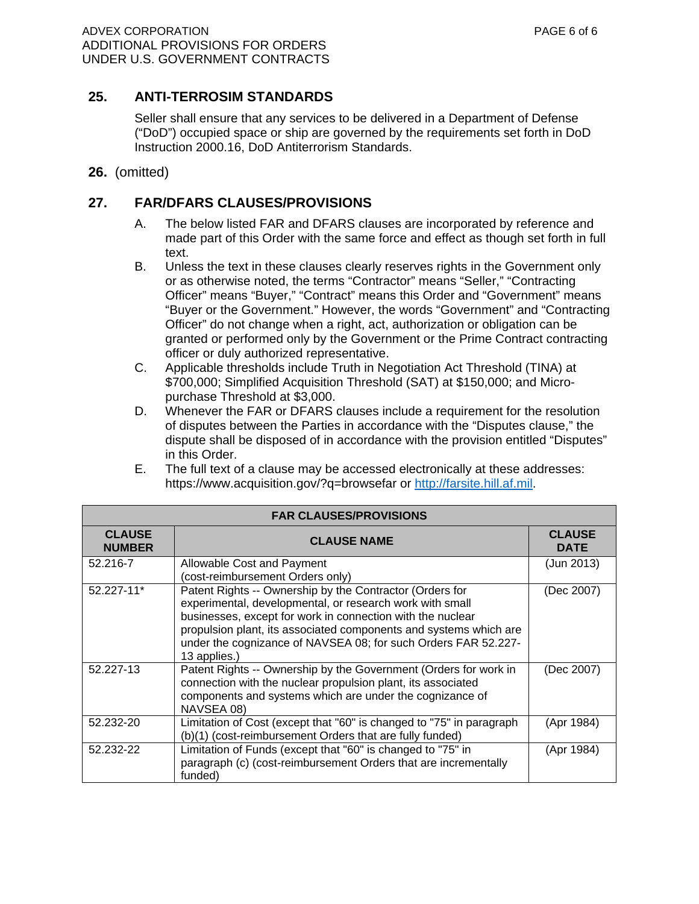## 25. ANTI-TERROSIM STANDARDS

Seller shall ensure that any services to be delivered in a Department of Defense ("DoD") occupied space or ship are governed by the requirements set forth in DoD Instruction 2000.16, DoD Antiterrorism Standards.

**26.** (omitted)

## 27. FAR/DFARS CLAUSES/PROVISIONS

A. The below listed FAR and DFARS clauses are incorporated by reference and made part of this Order with the same force and effect as though set forth in full text.

B. Unless the text in these clauses clearly reserves rights in the Government only or as otherwise noted, the terms "Contractor" means "Seller," "Contracting Officer" means "Buyer," "Contract" means this Order and "Government" means "Buyer or the Government." However, the words "Government" and "Contracting Officer" do not change when a right, act, authorization or obligation can be granted or performed only by the Government or the Prime Contract contracting officer or duly authorized representative.

C. Applicable thresholds include Truth in Negotiation Act Threshold (TINA) at $700,000; Simplified Acquisition Threshold (SAT) at $150,000; and Micro-purchase Threshold at $3,000.

D. Whenever the FAR or DFARS clauses include a requirement for the resolution of disputes between the Parties in accordance with the "Disputes clause," the dispute shall be disposed of in accordance with the provision entitled "Disputes" in this Order.

E. The full text of a clause may be accessed electronically at these addresses: https://www.acquisition.gov/?q=browsefar or http://farsite.hill.af.mil.

| FAR CLAUSES/PROVISIONS | | |
|---|---|---|
| **CLAUSE NUMBER** | **CLAUSE NAME** | **CLAUSE DATE** |
| 52.216-7 | Allowable Cost and Payment (cost-reimbursement Orders only) | (Jun 2013) |
| 52.227-11* | Patent Rights -- Ownership by the Contractor (Orders for experimental, developmental, or research work with small businesses, except for work in connection with the nuclear propulsion plant, its associated components and systems which are under the cognizance of NAVSEA 08; for such Orders FAR 52.227-13 applies.) | (Dec 2007) |
| 52.227-13 | Patent Rights -- Ownership by the Government (Orders for work in connection with the nuclear propulsion plant, its associated components and systems which are under the cognizance of NAVSEA 08) | (Dec 2007) |
| 52.232-20 | Limitation of Cost (except that "60" is changed to "75" in paragraph (b)(1) (cost-reimbursement Orders that are fully funded) | (Apr 1984) |
| 52.232-22 | Limitation of Funds (except that "60" is changed to "75" in paragraph (c) (cost-reimbursement Orders that are incrementally funded) | (Apr 1984) |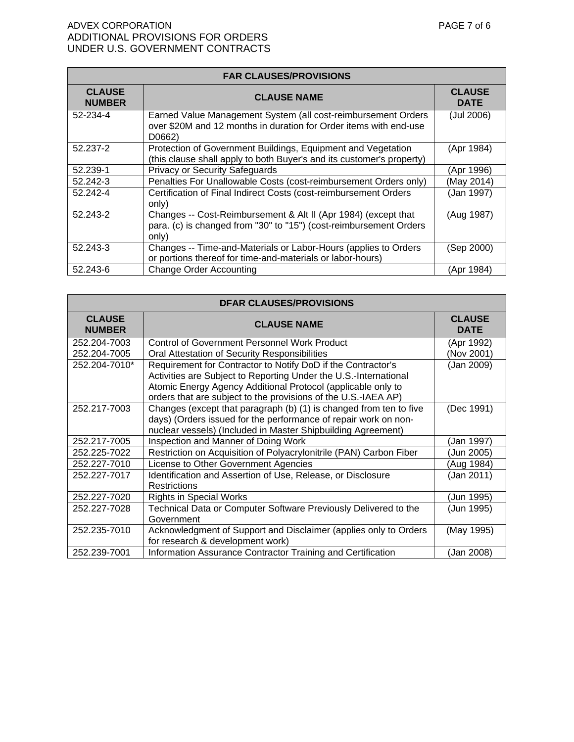| FAR CLAUSES/PROVISIONS | | |
|---|---|---|
| **CLAUSE NUMBER** | **CLAUSE NAME** | **CLAUSE DATE** |
| 52-234-4 | Earned Value Management System (all cost-reimbursement Orders over $20M and 12 months in duration for Order items with end-use D0662) | (Jul 2006) |
| 52.237-2 | Protection of Government Buildings, Equipment and Vegetation (this clause shall apply to both Buyer's and its customer's property) | (Apr 1984) |
| 52.239-1 | Privacy or Security Safeguards | (Apr 1996) |
| 52.242-3 | Penalties For Unallowable Costs (cost-reimbursement Orders only) | (May 2014) |
| 52.242-4 | Certification of Final Indirect Costs (cost-reimbursement Orders only) | (Jan 1997) |
| 52.243-2 | Changes -- Cost-Reimbursement & Alt II (Apr 1984) (except that para. (c) is changed from "30" to "15") (cost-reimbursement Orders only) | (Aug 1987) |
| 52.243-3 | Changes -- Time-and-Materials or Labor-Hours (applies to Orders or portions thereof for time-and-materials or labor-hours) | (Sep 2000) |
| 52.243-6 | Change Order Accounting | (Apr 1984) |

| DFAR CLAUSES/PROVISIONS | | |
|---|---|---|
| **CLAUSE NUMBER** | **CLAUSE NAME** | **CLAUSE DATE** |
| 252.204-7003 | Control of Government Personnel Work Product | (Apr 1992) |
| 252.204-7005 | Oral Attestation of Security Responsibilities | (Nov 2001) |
| 252.204-7010* | Requirement for Contractor to Notify DoD if the Contractor's Activities are Subject to Reporting Under the U.S.-International Atomic Energy Agency Additional Protocol (applicable only to orders that are subject to the provisions of the U.S.-IAEA AP) | (Jan 2009) |
| 252.217-7003 | Changes (except that paragraph (b) (1) is changed from ten to five days) (Orders issued for the performance of repair work on non-nuclear vessels) (Included in Master Shipbuilding Agreement) | (Dec 1991) |
| 252.217-7005 | Inspection and Manner of Doing Work | (Jan 1997) |
| 252.225-7022 | Restriction on Acquisition of Polyacrylonitrile (PAN) Carbon Fiber | (Jun 2005) |
| 252.227-7010 | License to Other Government Agencies | (Aug 1984) |
| 252.227-7017 | Identification and Assertion of Use, Release, or Disclosure Restrictions | (Jan 2011) |
| 252.227-7020 | Rights in Special Works | (Jun 1995) |
| 252.227-7028 | Technical Data or Computer Software Previously Delivered to the Government | (Jun 1995) |
| 252.235-7010 | Acknowledgment of Support and Disclaimer (applies only to Orders for research & development work) | (May 1995) |
| 252.239-7001 | Information Assurance Contractor Training and Certification | (Jan 2008) |